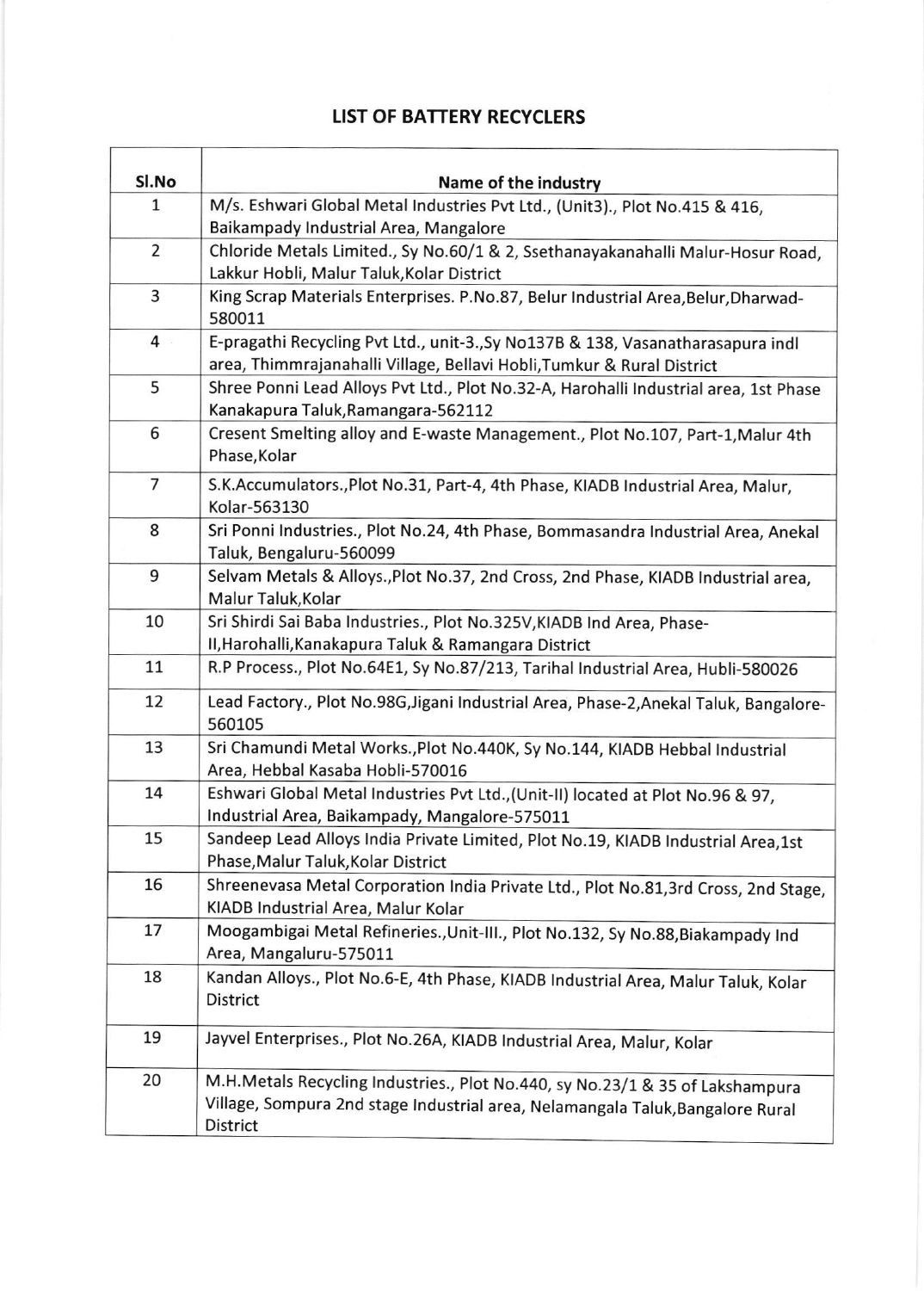# LIST OF BATTERY RECYCLERS

| Sl.No | Name of the industry |
|---|---|
| 1 | M/s. Eshwari Global Metal Industries Pvt Ltd., (Unit3)., Plot No.415 & 416, Baikampady Industrial Area, Mangalore |
| 2 | Chloride Metals Limited., Sy No.60/1 & 2, Ssethanayakanahalli Malur-Hosur Road, Lakkur Hobli, Malur Taluk,Kolar District |
| 3 | King Scrap Materials Enterprises. P.No.87, Belur Industrial Area,Belur,Dharwad-580011 |
| 4 | E-pragathi Recycling Pvt Ltd., unit-3.,Sy No137B & 138, Vasanatharasapura indl area, Thimmrajanahalli Village, Bellavi Hobli,Tumkur & Rural District |
| 5 | Shree Ponni Lead Alloys Pvt Ltd., Plot No.32-A, Harohalli Industrial area, 1st Phase Kanakapura Taluk,Ramangara-562112 |
| 6 | Cresent Smelting alloy and E-waste Management., Plot No.107, Part-1,Malur 4th Phase,Kolar |
| 7 | S.K.Accumulators.,Plot No.31, Part-4, 4th Phase, KIADB Industrial Area, Malur, Kolar-563130 |
| 8 | Sri Ponni Industries., Plot No.24, 4th Phase, Bommasandra Industrial Area, Anekal Taluk, Bengaluru-560099 |
| 9 | Selvam Metals & Alloys.,Plot No.37, 2nd Cross, 2nd Phase, KIADB Industrial area, Malur Taluk,Kolar |
| 10 | Sri Shirdi Sai Baba Industries., Plot No.325V,KIADB Ind Area, Phase-II,Harohalli,Kanakapura Taluk & Ramangara District |
| 11 | R.P Process., Plot No.64E1, Sy No.87/213, Tarihal Industrial Area, Hubli-580026 |
| 12 | Lead Factory., Plot No.98G,Jigani Industrial Area, Phase-2,Anekal Taluk, Bangalore-560105 |
| 13 | Sri Chamundi Metal Works.,Plot No.440K, Sy No.144, KIADB Hebbal Industrial Area, Hebbal Kasaba Hobli-570016 |
| 14 | Eshwari Global Metal Industries Pvt Ltd.,(Unit-II) located at Plot No.96 & 97, Industrial Area, Baikampady, Mangalore-575011 |
| 15 | Sandeep Lead Alloys India Private Limited, Plot No.19, KIADB Industrial Area,1st Phase,Malur Taluk,Kolar District |
| 16 | Shreenevasa Metal Corporation India Private Ltd., Plot No.81,3rd Cross, 2nd Stage, KIADB Industrial Area, Malur Kolar |
| 17 | Moogambigai Metal Refineries.,Unit-III., Plot No.132, Sy No.88,Biakampady Ind Area, Mangaluru-575011 |
| 18 | Kandan Alloys., Plot No.6-E, 4th Phase, KIADB Industrial Area, Malur Taluk, Kolar District |
| 19 | Jayvel Enterprises., Plot No.26A, KIADB Industrial Area, Malur, Kolar |
| 20 | M.H.Metals Recycling Industries., Plot No.440, sy No.23/1 & 35 of Lakshampura Village, Sompura 2nd stage Industrial area, Nelamangala Taluk,Bangalore Rural District |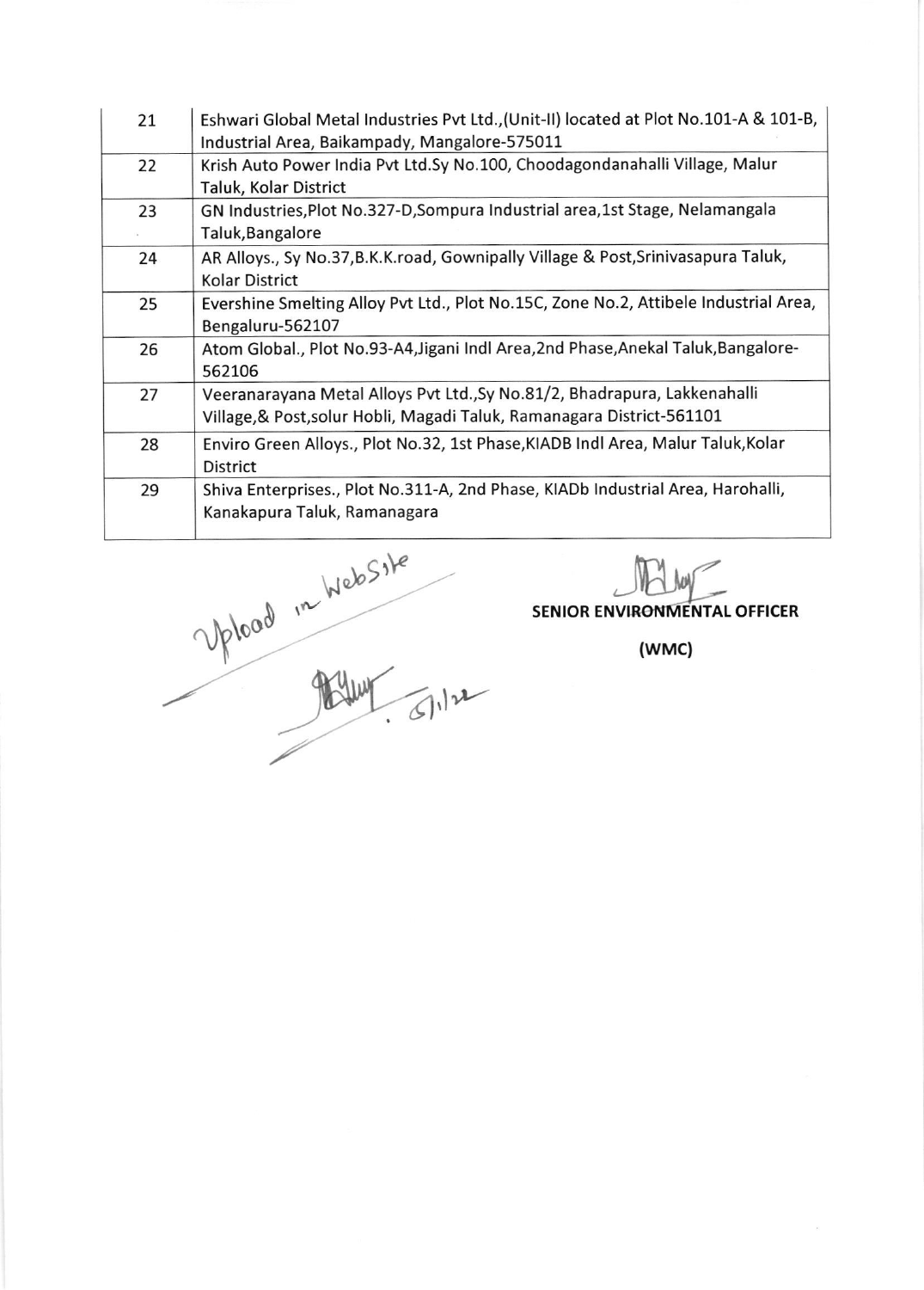| | |
|---|---|
| 21 | Eshwari Global Metal Industries Pvt Ltd.,(Unit-II) located at Plot No.101-A & 101-B, Industrial Area, Baikampady, Mangalore-575011 |
| 22 | Krish Auto Power India Pvt Ltd.Sy No.100, Choodagondanahalli Village, Malur Taluk, Kolar District |
| 23 | GN Industries,Plot No.327-D,Sompura Industrial area,1st Stage, Nelamangala Taluk,Bangalore |
| 24 | AR Alloys., Sy No.37,B.K.K.road, Gownipally Village & Post,Srinivasapura Taluk, Kolar District |
| 25 | Evershine Smelting Alloy Pvt Ltd., Plot No.15C, Zone No.2, Attibele Industrial Area, Bengaluru-562107 |
| 26 | Atom Global., Plot No.93-A4,Jigani Indl Area,2nd Phase,Anekal Taluk,Bangalore-562106 |
| 27 | Veeranarayana Metal Alloys Pvt Ltd.,Sy No.81/2, Bhadrapura, Lakkenahalli Village,& Post,solur Hobli, Magadi Taluk, Ramanagara District-561101 |
| 28 | Enviro Green Alloys., Plot No.32, 1st Phase,KIADB Indl Area, Malur Taluk,Kolar District |
| 29 | Shiva Enterprises., Plot No.311-A, 2nd Phase, KIADb Industrial Area, Harohalli, Kanakapura Taluk, Ramanagara |

Upload in WebSite

5/1/22

**SENIOR ENVIRONMENTAL OFFICER**

**(WMC)**